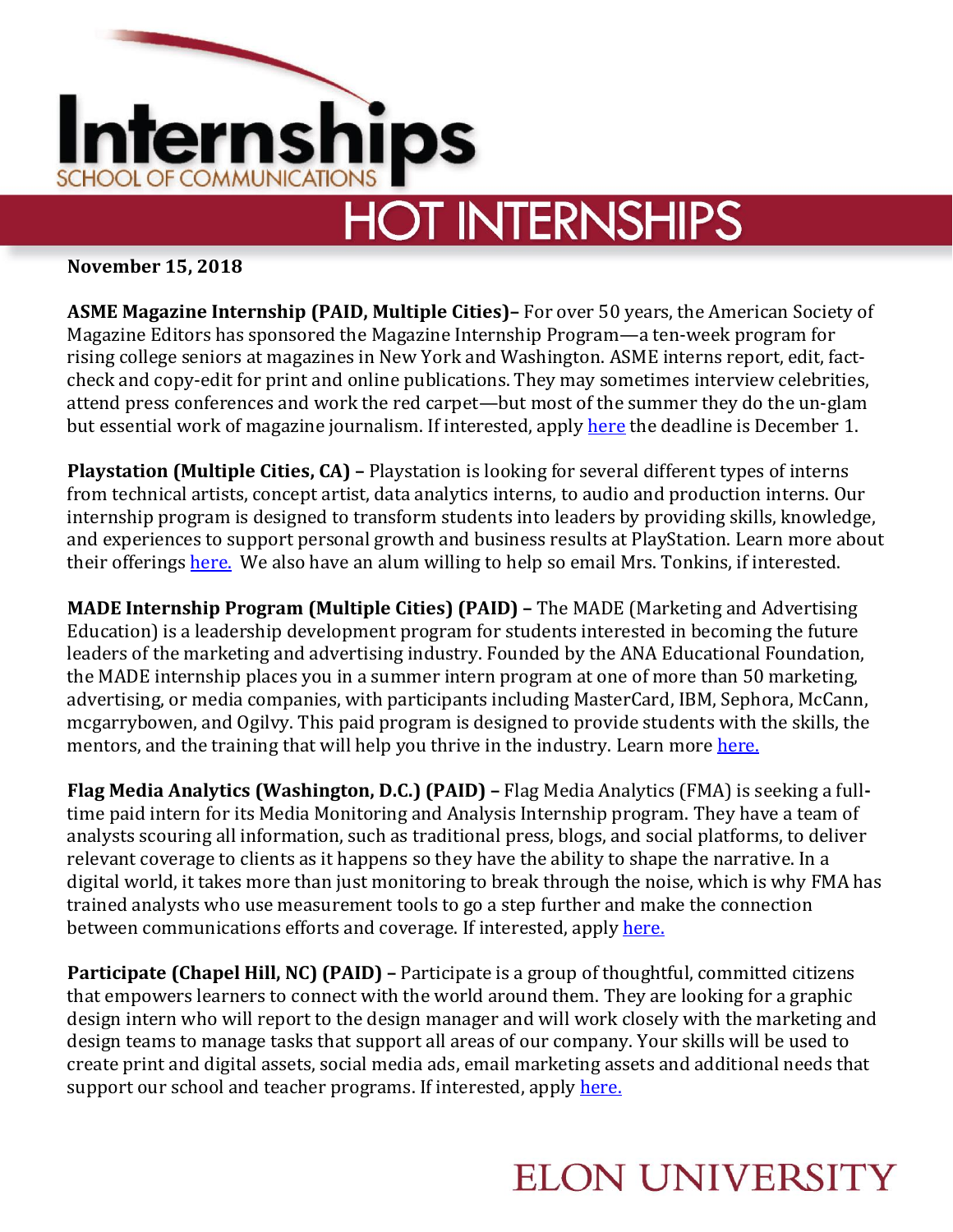# Internships

SCHOOL OF COMMUNICATIONS

## HOT INTERNSHIPS

**November 15, 2018**

**ASME Magazine Internship (PAID, Multiple Cities)–** For over 50 years, the American Society of Magazine Editors has sponsored the Magazine Internship Program—a ten-week program for rising college seniors at magazines in New York and Washington. ASME interns report, edit, fact-check and copy-edit for print and online publications. They may sometimes interview celebrities, attend press conferences and work the red carpet—but most of the summer they do the un-glam but essential work of magazine journalism. If interested, apply here the deadline is December 1.

**Playstation (Multiple Cities, CA) –** Playstation is looking for several different types of interns from technical artists, concept artist, data analytics interns, to audio and production interns. Our internship program is designed to transform students into leaders by providing skills, knowledge, and experiences to support personal growth and business results at PlayStation. Learn more about their offerings here. We also have an alum willing to help so email Mrs. Tonkins, if interested.

**MADE Internship Program (Multiple Cities) (PAID) –** The MADE (Marketing and Advertising Education) is a leadership development program for students interested in becoming the future leaders of the marketing and advertising industry. Founded by the ANA Educational Foundation, the MADE internship places you in a summer intern program at one of more than 50 marketing, advertising, or media companies, with participants including MasterCard, IBM, Sephora, McCann, mcgarrybowen, and Ogilvy. This paid program is designed to provide students with the skills, the mentors, and the training that will help you thrive in the industry. Learn more here.

**Flag Media Analytics (Washington, D.C.) (PAID) –** Flag Media Analytics (FMA) is seeking a full-time paid intern for its Media Monitoring and Analysis Internship program. They have a team of analysts scouring all information, such as traditional press, blogs, and social platforms, to deliver relevant coverage to clients as it happens so they have the ability to shape the narrative. In a digital world, it takes more than just monitoring to break through the noise, which is why FMA has trained analysts who use measurement tools to go a step further and make the connection between communications efforts and coverage. If interested, apply here.

**Participate (Chapel Hill, NC) (PAID) –** Participate is a group of thoughtful, committed citizens that empowers learners to connect with the world around them. They are looking for a graphic design intern who will report to the design manager and will work closely with the marketing and design teams to manage tasks that support all areas of our company. Your skills will be used to create print and digital assets, social media ads, email marketing assets and additional needs that support our school and teacher programs. If interested, apply here.

ELON UNIVERSITY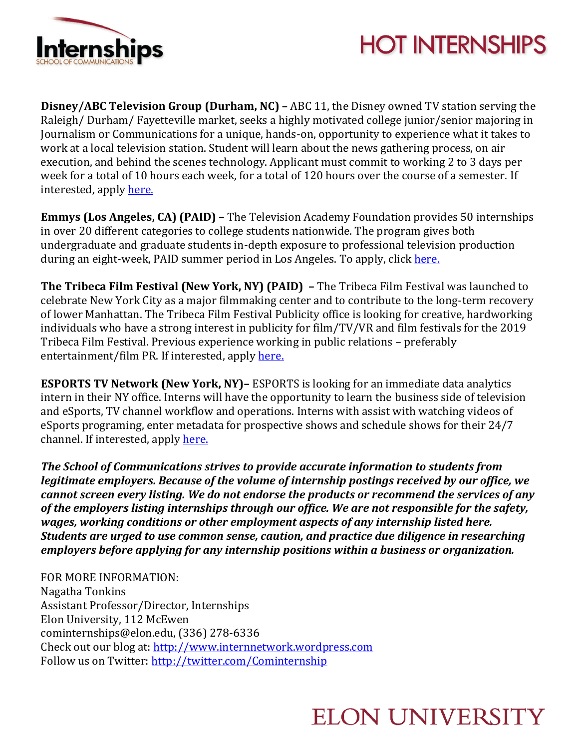# HOT INTERNSHIPS

**Disney/ABC Television Group (Durham, NC) –** ABC 11, the Disney owned TV station serving the Raleigh/ Durham/ Fayetteville market, seeks a highly motivated college junior/senior majoring in Journalism or Communications for a unique, hands-on, opportunity to experience what it takes to work at a local television station. Student will learn about the news gathering process, on air execution, and behind the scenes technology. Applicant must commit to working 2 to 3 days per week for a total of 10 hours each week, for a total of 120 hours over the course of a semester. If interested, apply here.

**Emmys (Los Angeles, CA) (PAID) –** The Television Academy Foundation provides 50 internships in over 20 different categories to college students nationwide. The program gives both undergraduate and graduate students in-depth exposure to professional television production during an eight-week, PAID summer period in Los Angeles. To apply, click here.

**The Tribeca Film Festival (New York, NY) (PAID) –** The Tribeca Film Festival was launched to celebrate New York City as a major filmmaking center and to contribute to the long-term recovery of lower Manhattan. The Tribeca Film Festival Publicity office is looking for creative, hardworking individuals who have a strong interest in publicity for film/TV/VR and film festivals for the 2019 Tribeca Film Festival. Previous experience working in public relations – preferably entertainment/film PR. If interested, apply here.

**ESPORTS TV Network (New York, NY)–** ESPORTS is looking for an immediate data analytics intern in their NY office. Interns will have the opportunity to learn the business side of television and eSports, TV channel workflow and operations. Interns with assist with watching videos of eSports programing, enter metadata for prospective shows and schedule shows for their 24/7 channel. If interested, apply here.

***The School of Communications strives to provide accurate information to students from legitimate employers. Because of the volume of internship postings received by our office, we cannot screen every listing. We do not endorse the products or recommend the services of any of the employers listing internships through our office. We are not responsible for the safety, wages, working conditions or other employment aspects of any internship listed here. Students are urged to use common sense, caution, and practice due diligence in researching employers before applying for any internship positions within a business or organization.***

FOR MORE INFORMATION:
Nagatha Tonkins
Assistant Professor/Director, Internships
Elon University, 112 McEwen
cominternships@elon.edu, (336) 278-6336
Check out our blog at: http://www.internnetwork.wordpress.com
Follow us on Twitter: http://twitter.com/Cominternship